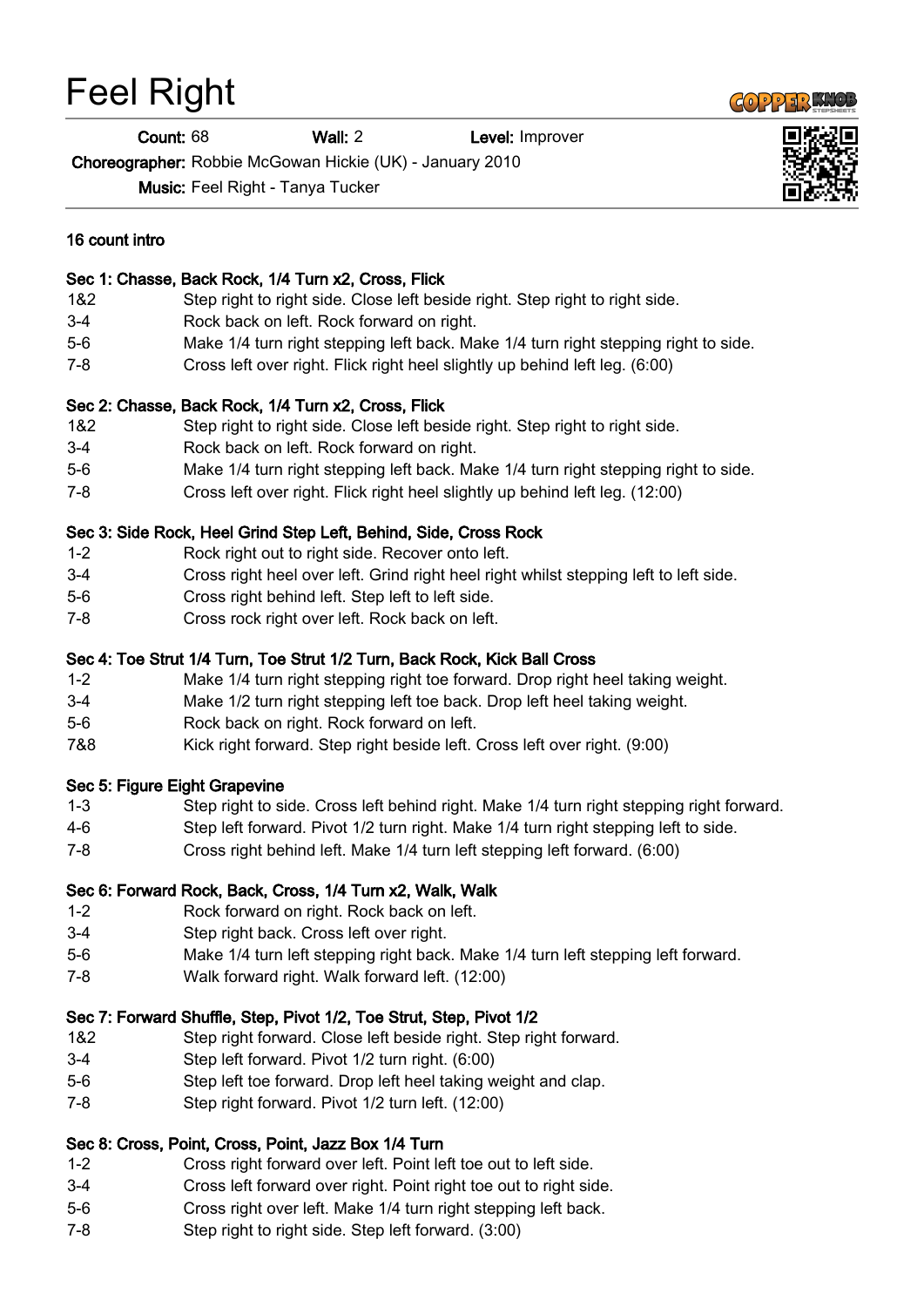# Feel Right

**Count:** 68 **Wall:** 2 **Level:** Improver

**Choreographer:** Robbie McGowan Hickie (UK) - January 2010

**Music:** Feel Right - Tanya Tucker

**16 count intro**

**Sec 1: Chasse, Back Rock, 1/4 Turn x2, Cross, Flick**

| | |
|---|---|
| 1&2 | Step right to right side. Close left beside right. Step right to right side. |
| 3-4 | Rock back on left. Rock forward on right. |
| 5-6 | Make 1/4 turn right stepping left back. Make 1/4 turn right stepping right to side. |
| 7-8 | Cross left over right. Flick right heel slightly up behind left leg. (6:00) |

**Sec 2: Chasse, Back Rock, 1/4 Turn x2, Cross, Flick**

| | |
|---|---|
| 1&2 | Step right to right side. Close left beside right. Step right to right side. |
| 3-4 | Rock back on left. Rock forward on right. |
| 5-6 | Make 1/4 turn right stepping left back. Make 1/4 turn right stepping right to side. |
| 7-8 | Cross left over right. Flick right heel slightly up behind left leg. (12:00) |

**Sec 3: Side Rock, Heel Grind Step Left, Behind, Side, Cross Rock**

| | |
|---|---|
| 1-2 | Rock right out to right side. Recover onto left. |
| 3-4 | Cross right heel over left. Grind right heel right whilst stepping left to left side. |
| 5-6 | Cross right behind left. Step left to left side. |
| 7-8 | Cross rock right over left. Rock back on left. |

**Sec 4: Toe Strut 1/4 Turn, Toe Strut 1/2 Turn, Back Rock, Kick Ball Cross**

| | |
|---|---|
| 1-2 | Make 1/4 turn right stepping right toe forward. Drop right heel taking weight. |
| 3-4 | Make 1/2 turn right stepping left toe back. Drop left heel taking weight. |
| 5-6 | Rock back on right. Rock forward on left. |
| 7&8 | Kick right forward. Step right beside left. Cross left over right. (9:00) |

**Sec 5: Figure Eight Grapevine**

| | |
|---|---|
| 1-3 | Step right to side. Cross left behind right. Make 1/4 turn right stepping right forward. |
| 4-6 | Step left forward. Pivot 1/2 turn right. Make 1/4 turn right stepping left to side. |
| 7-8 | Cross right behind left. Make 1/4 turn left stepping left forward. (6:00) |

**Sec 6: Forward Rock, Back, Cross, 1/4 Turn x2, Walk, Walk**

| | |
|---|---|
| 1-2 | Rock forward on right. Rock back on left. |
| 3-4 | Step right back. Cross left over right. |
| 5-6 | Make 1/4 turn left stepping right back. Make 1/4 turn left stepping left forward. |
| 7-8 | Walk forward right. Walk forward left. (12:00) |

**Sec 7: Forward Shuffle, Step, Pivot 1/2, Toe Strut, Step, Pivot 1/2**

| | |
|---|---|
| 1&2 | Step right forward. Close left beside right. Step right forward. |
| 3-4 | Step left forward. Pivot 1/2 turn right. (6:00) |
| 5-6 | Step left toe forward. Drop left heel taking weight and clap. |
| 7-8 | Step right forward. Pivot 1/2 turn left. (12:00) |

**Sec 8: Cross, Point, Cross, Point, Jazz Box 1/4 Turn**

| | |
|---|---|
| 1-2 | Cross right forward over left. Point left toe out to left side. |
| 3-4 | Cross left forward over right. Point right toe out to right side. |
| 5-6 | Cross right over left. Make 1/4 turn right stepping left back. |
| 7-8 | Step right to right side. Step left forward. (3:00) |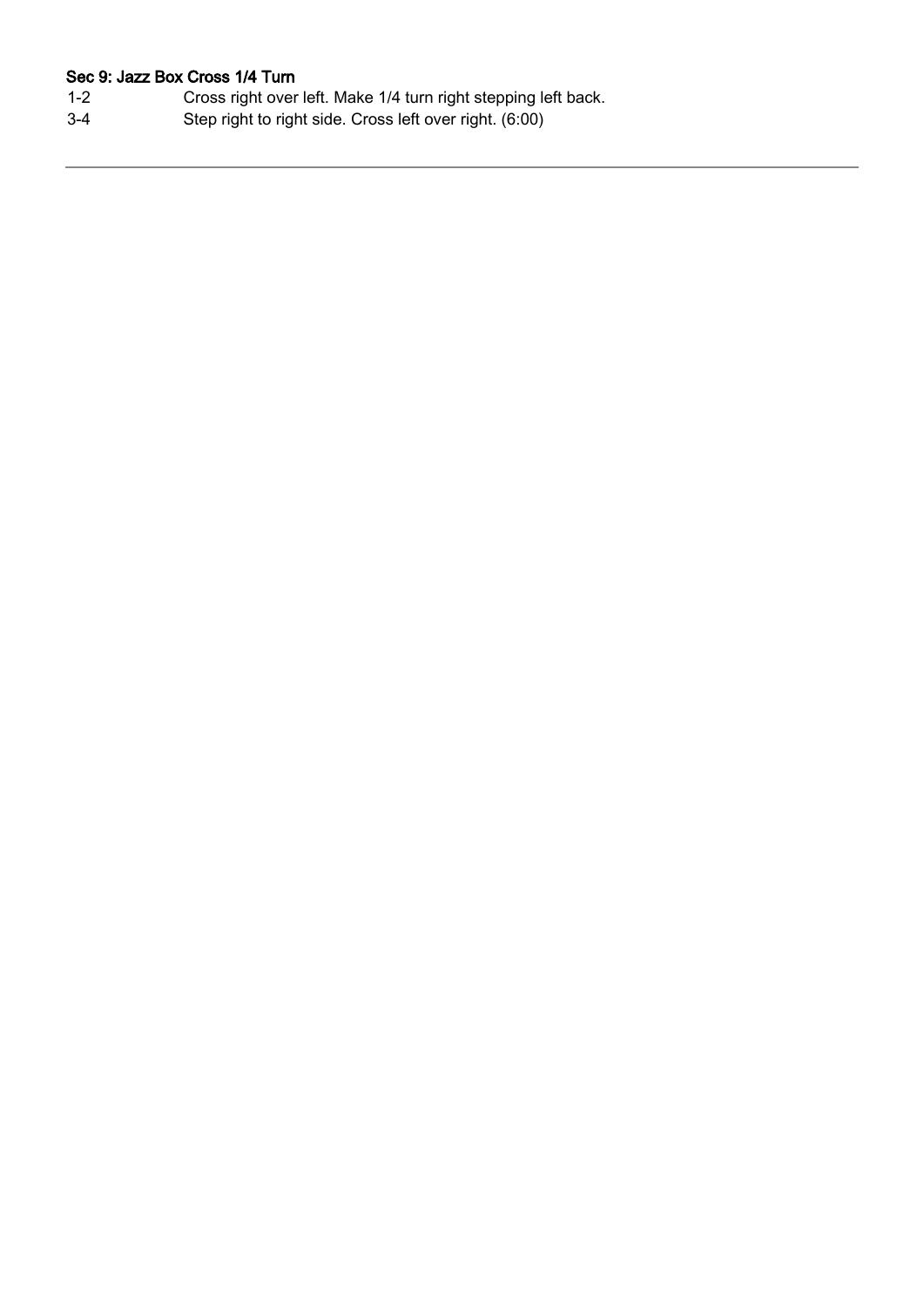**Sec 9: Jazz Box Cross 1/4 Turn**

| | |
|---|---|
| 1-2 | Cross right over left. Make 1/4 turn right stepping left back. |
| 3-4 | Step right to right side. Cross left over right. (6:00) |

---